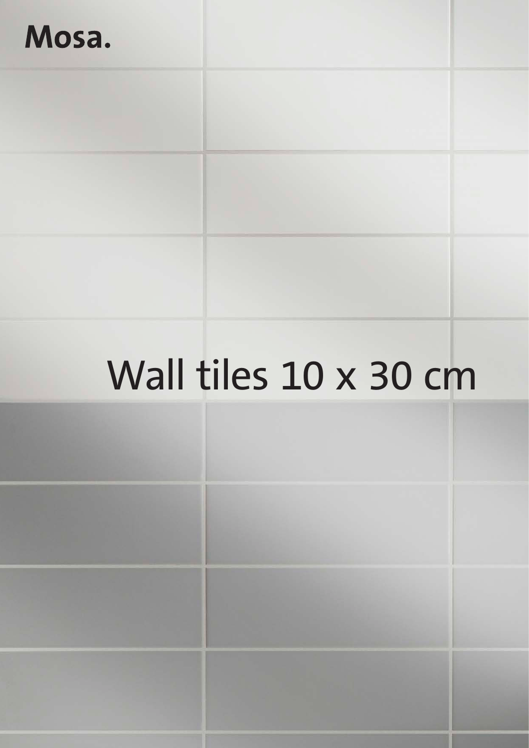Mosa.

# Wall tiles 10 x 30 cm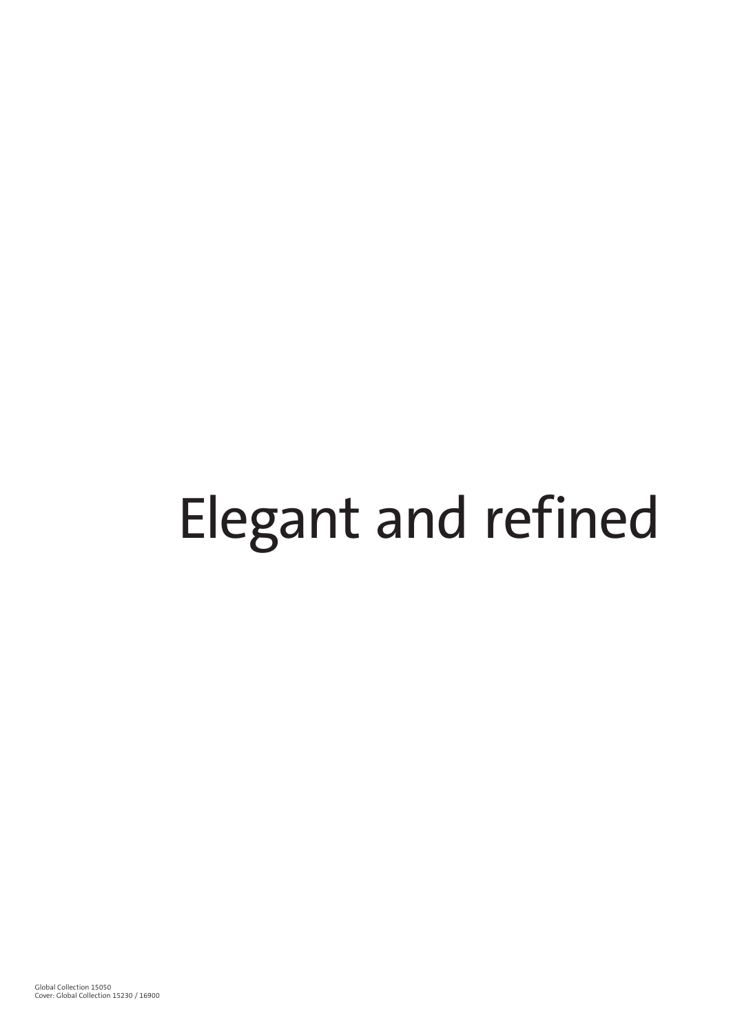# Elegant and refined

Global Collection 15050
Cover: Global Collection 15230 / 16900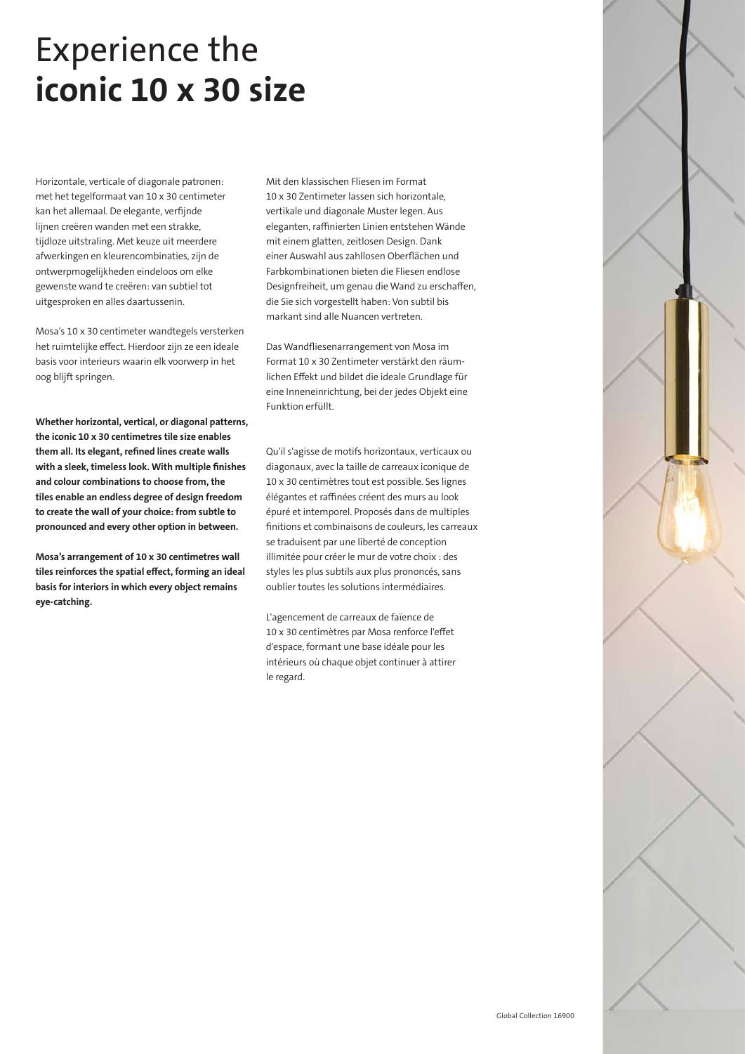# Experience the **iconic 10 x 30 size**

Horizontale, verticale of diagonale patronen: met het tegelformaat van 10 x 30 centimeter kan het allemaal. De elegante, verfijnde lijnen creëren wanden met een strakke, tijdloze uitstraling. Met keuze uit meerdere afwerkingen en kleurencombinaties, zijn de ontwerpmogelijkheden eindeloos om elke gewenste wand te creëren: van subtiel tot uitgesproken en alles daartussenin.

Mosa's 10 x 30 centimeter wandtegels versterken het ruimtelijke effect. Hierdoor zijn ze een ideale basis voor interieurs waarin elk voorwerp in het oog blijft springen.

**Whether horizontal, vertical, or diagonal patterns, the iconic 10 x 30 centimetres tile size enables them all. Its elegant, refined lines create walls with a sleek, timeless look. With multiple finishes and colour combinations to choose from, the tiles enable an endless degree of design freedom to create the wall of your choice: from subtle to pronounced and every other option in between.**

**Mosa's arrangement of 10 x 30 centimetres wall tiles reinforces the spatial effect, forming an ideal basis for interiors in which every object remains eye-catching.**

Mit den klassischen Fliesen im Format 10 x 30 Zentimeter lassen sich horizontale, vertikale und diagonale Muster legen. Aus eleganten, raffinierten Linien entstehen Wände mit einem glatten, zeitlosen Design. Dank einer Auswahl aus zahllosen Oberflächen und Farbkombinationen bieten die Fliesen endlose Designfreiheit, um genau die Wand zu erschaffen, die Sie sich vorgestellt haben: Von subtil bis markant sind alle Nuancen vertreten.

Das Wandfliesenarrangement von Mosa im Format 10 x 30 Zentimeter verstärkt den räumlichen Effekt und bildet die ideale Grundlage für eine Inneneinrichtung, bei der jedes Objekt eine Funktion erfüllt.

Qu'il s'agisse de motifs horizontaux, verticaux ou diagonaux, avec la taille de carreaux iconique de 10 x 30 centimètres tout est possible. Ses lignes élégantes et raffinées créent des murs au look épuré et intemporel. Proposés dans de multiples finitions et combinaisons de couleurs, les carreaux se traduisent par une liberté de conception illimitée pour créer le mur de votre choix : des styles les plus subtils aux plus prononcés, sans oublier toutes les solutions intermédiaires.

L'agencement de carreaux de faïence de 10 x 30 centimètres par Mosa renforce l'effet d'espace, formant une base idéale pour les intérieurs où chaque objet continuer à attirer le regard.

Global Collection 16900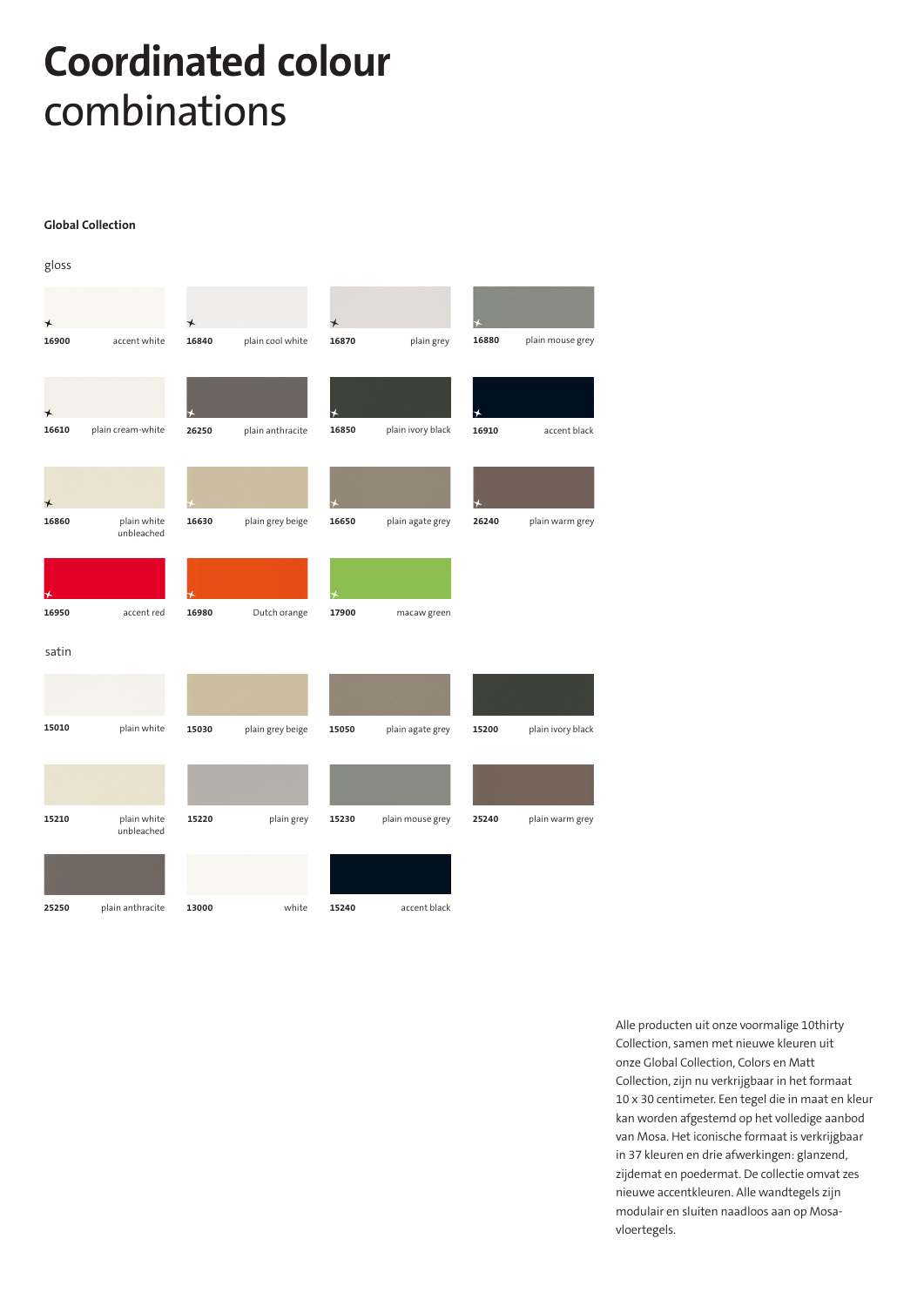# Coordinated colour combinations

### Global Collection

gloss

| Code | Colour |
|---|---|
| 16900 | accent white |
| 16840 | plain cool white |
| 16870 | plain grey |
| 16880 | plain mouse grey |
| 16610 | plain cream-white |
| 26250 | plain anthracite |
| 16850 | plain ivory black |
| 16910 | accent black |
| 16860 | plain white unbleached |
| 16630 | plain grey beige |
| 16650 | plain agate grey |
| 26240 | plain warm grey |
| 16950 | accent red |
| 16980 | Dutch orange |
| 17900 | macaw green |

satin

| Code | Colour |
|---|---|
| 15010 | plain white |
| 15030 | plain grey beige |
| 15050 | plain agate grey |
| 15200 | plain ivory black |
| 15210 | plain white unbleached |
| 15220 | plain grey |
| 15230 | plain mouse grey |
| 25240 | plain warm grey |
| 25250 | plain anthracite |
| 13000 | white |
| 15240 | accent black |

Alle producten uit onze voormalige 10thirty Collection, samen met nieuwe kleuren uit onze Global Collection, Colors en Matt Collection, zijn nu verkrijgbaar in het formaat 10 x 30 centimeter. Een tegel die in maat en kleur kan worden afgestemd op het volledige aanbod van Mosa. Het iconische formaat is verkrijgbaar in 37 kleuren en drie afwerkingen: glanzend, zijdemat en poedermat. De collectie omvat zes nieuwe accentkleuren. Alle wandtegels zijn modulair en sluiten naadloos aan op Mosa-vloertegels.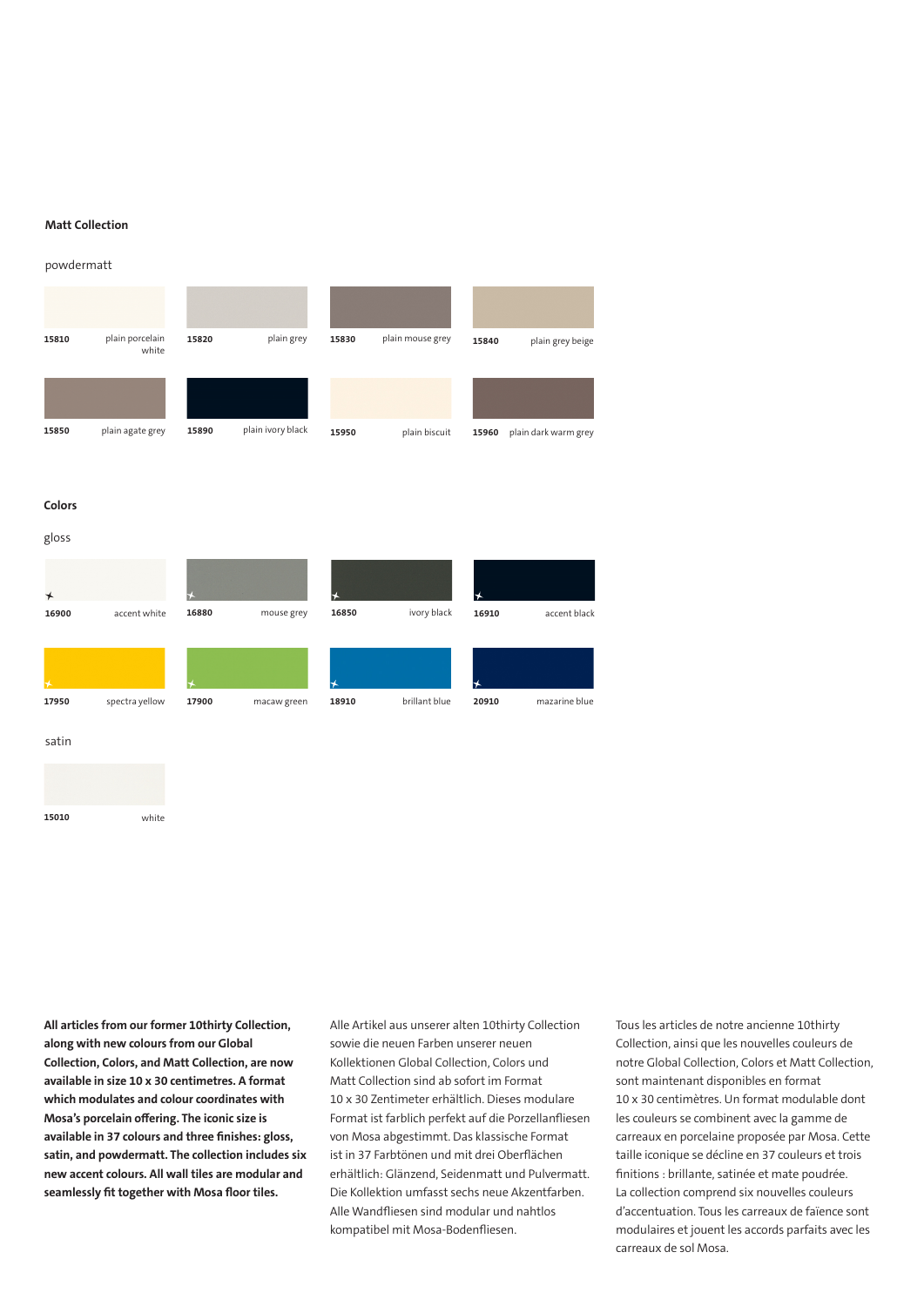**Matt Collection**

powdermatt

| Code | Name |
|---|---|
| 15810 | plain porcelain white |
| 15820 | plain grey |
| 15830 | plain mouse grey |
| 15840 | plain grey beige |
| 15850 | plain agate grey |
| 15890 | plain ivory black |
| 15950 | plain biscuit |
| 15960 | plain dark warm grey |

**Colors**

gloss

| Code | Name |
|---|---|
| 16900 | accent white |
| 16880 | mouse grey |
| 16850 | ivory black |
| 16910 | accent black |
| 17950 | spectra yellow |
| 17900 | macaw green |
| 18910 | brillant blue |
| 20910 | mazarine blue |

satin

| Code | Name |
|---|---|
| 15010 | white |

**All articles from our former 10thirty Collection, along with new colours from our Global Collection, Colors, and Matt Collection, are now available in size 10 x 30 centimetres. A format which modulates and colour coordinates with Mosa's porcelain offering. The iconic size is available in 37 colours and three finishes: gloss, satin, and powdermatt. The collection includes six new accent colours. All wall tiles are modular and seamlessly fit together with Mosa floor tiles.**

Alle Artikel aus unserer alten 10thirty Collection sowie die neuen Farben unserer neuen Kollektionen Global Collection, Colors und Matt Collection sind ab sofort im Format 10 x 30 Zentimeter erhältlich. Dieses modulare Format ist farblich perfekt auf die Porzellanfliesen von Mosa abgestimmt. Das klassische Format ist in 37 Farbtönen und mit drei Oberflächen erhältlich: Glänzend, Seidenmatt und Pulvermatt. Die Kollektion umfasst sechs neue Akzentfarben. Alle Wandfliesen sind modular und nahtlos kompatibel mit Mosa-Bodenfliesen.

Tous les articles de notre ancienne 10thirty Collection, ainsi que les nouvelles couleurs de notre Global Collection, Colors et Matt Collection, sont maintenant disponibles en format 10 x 30 centimètres. Un format modulable dont les couleurs se combinent avec la gamme de carreaux en porcelaine proposée par Mosa. Cette taille iconique se décline en 37 couleurs et trois finitions : brillante, satinée et mate poudrée. La collection comprend six nouvelles couleurs d'accentuation. Tous les carreaux de faïence sont modulaires et jouent les accords parfaits avec les carreaux de sol Mosa.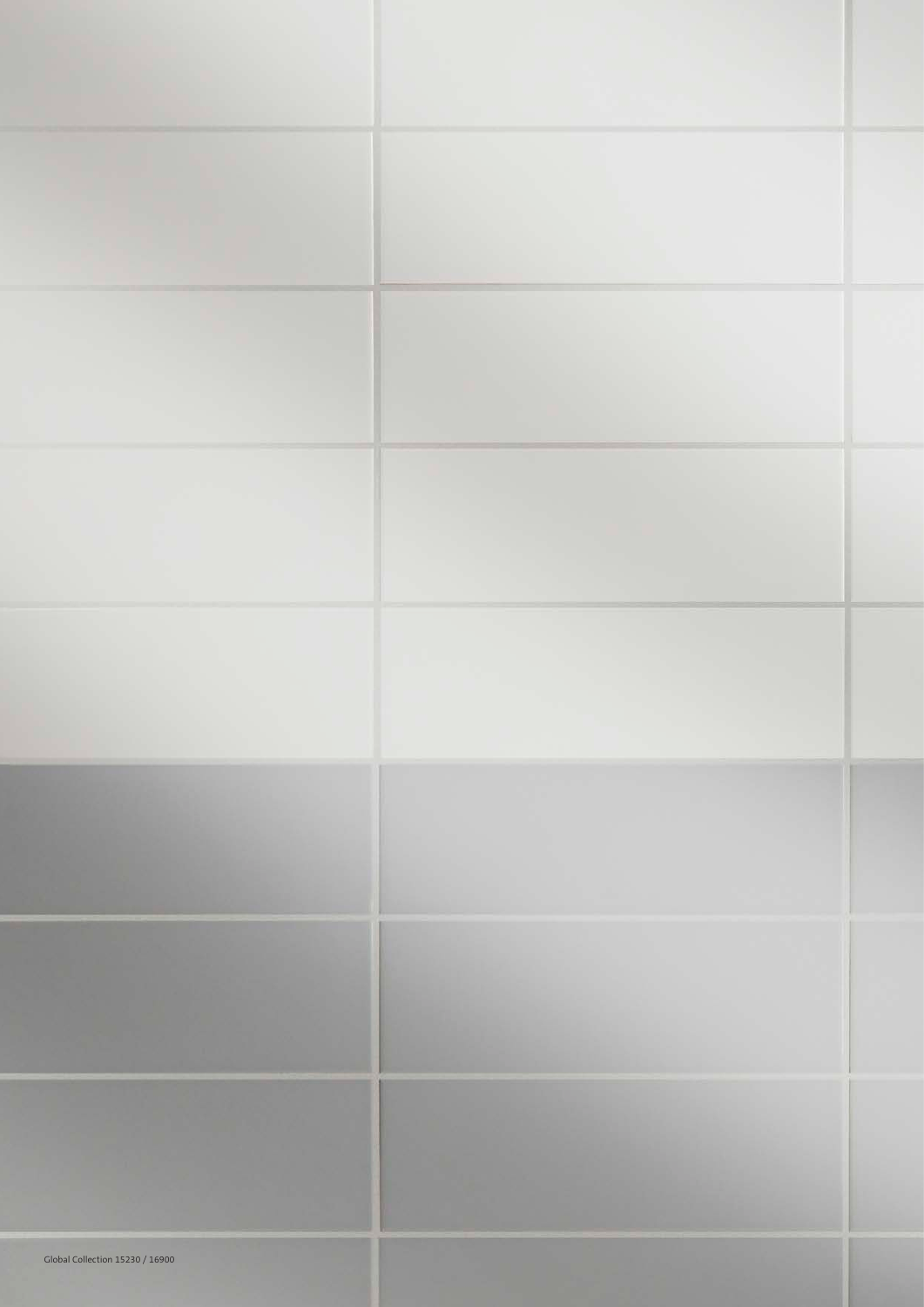Global Collection 15230 / 16900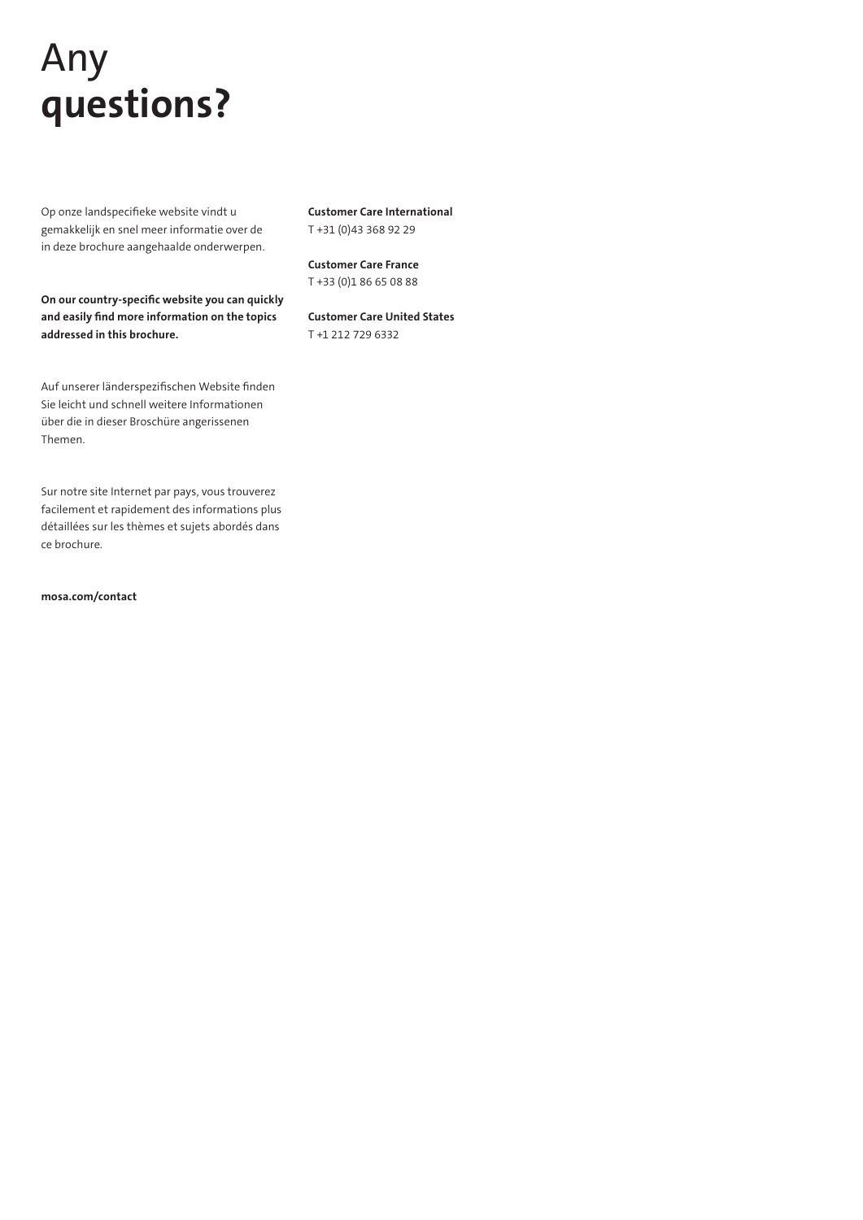# Any **questions?**

Op onze landspecifieke website vindt u gemakkelijk en snel meer informatie over de in deze brochure aangehaalde onderwerpen.

**On our country-specific website you can quickly and easily find more information on the topics addressed in this brochure.**

Auf unserer länderspezifischen Website finden Sie leicht und schnell weitere Informationen über die in dieser Broschüre angerissenen Themen.

Sur notre site Internet par pays, vous trouverez facilement et rapidement des informations plus détaillées sur les thèmes et sujets abordés dans ce brochure.

**mosa.com/contact**

**Customer Care International**
T +31 (0)43 368 92 29

**Customer Care France**
T +33 (0)1 86 65 08 88

**Customer Care United States**
T +1 212 729 6332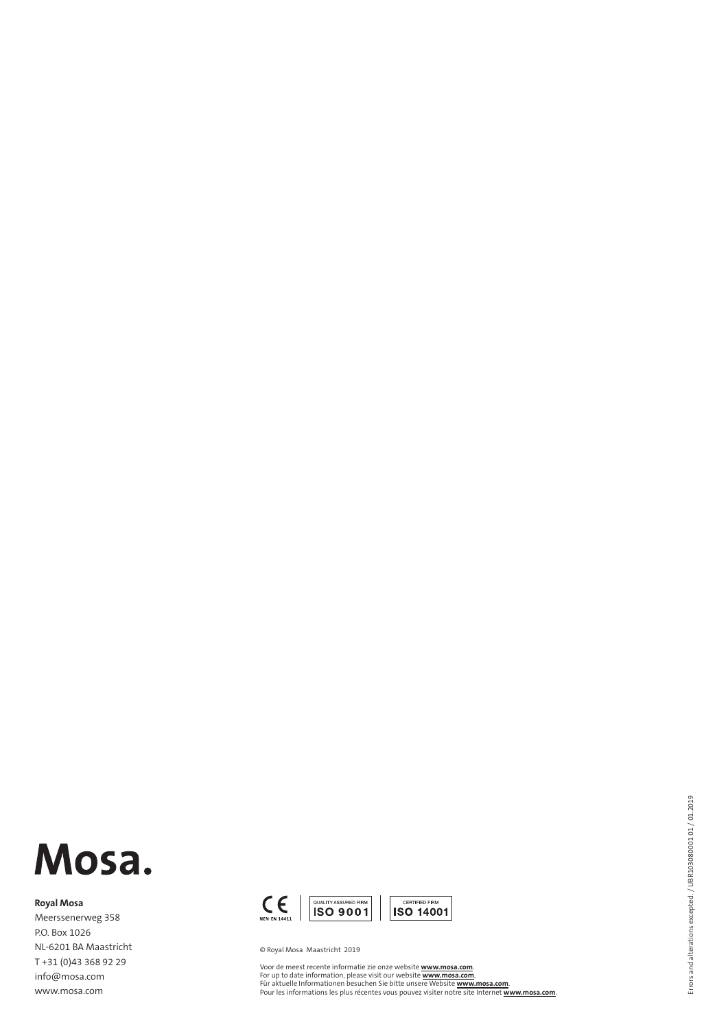# Mosa.

**Royal Mosa**
Meerssenerweg 358
P.O. Box 1026
NL-6201 BA Maastricht
T +31 (0)43 368 92 29
info@mosa.com
www.mosa.com

CE NEN-EN 14411 | QUALITY ASSURED FIRM ISO 9001 | CERTIFIED FIRM ISO 14001

© Royal Mosa Maastricht 2019

Voor de meest recente informatie zie onze website **www.mosa.com**.
For up to date information, please visit our website **www.mosa.com**.
Für aktuelle Informationen besuchen Sie bitte unsere Website **www.mosa.com**.
Pour les informations les plus récentes vous pouvez visiter notre site Internet **www.mosa.com**.

Errors and alterations excepted. / UBR103080001 01 / 01.2019